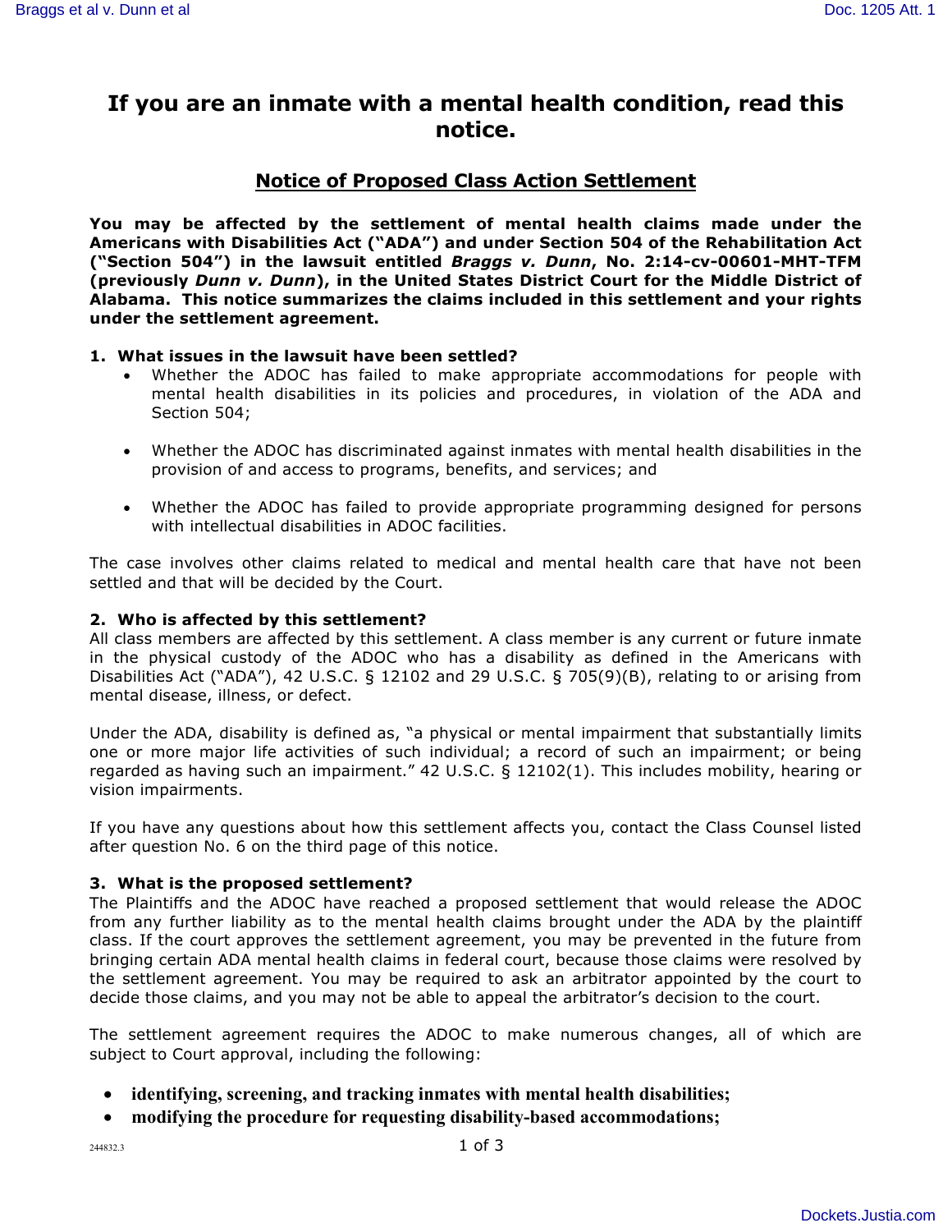# If you are an inmate with a mental health condition, read this notice.

## Notice of Proposed Class Action Settlement

**You may be affected by the settlement of mental health claims made under the Americans with Disabilities Act ("ADA") and under Section 504 of the Rehabilitation Act ("Section 504") in the lawsuit entitled *Braggs v. Dunn*, No. 2:14-cv-00601-MHT-TFM (previously *Dunn v. Dunn*), in the United States District Court for the Middle District of Alabama. This notice summarizes the claims included in this settlement and your rights under the settlement agreement.**

**1. What issues in the lawsuit have been settled?**

- Whether the ADOC has failed to make appropriate accommodations for people with mental health disabilities in its policies and procedures, in violation of the ADA and Section 504;
- Whether the ADOC has discriminated against inmates with mental health disabilities in the provision of and access to programs, benefits, and services; and
- Whether the ADOC has failed to provide appropriate programming designed for persons with intellectual disabilities in ADOC facilities.

The case involves other claims related to medical and mental health care that have not been settled and that will be decided by the Court.

**2. Who is affected by this settlement?**

All class members are affected by this settlement. A class member is any current or future inmate in the physical custody of the ADOC who has a disability as defined in the Americans with Disabilities Act ("ADA"), 42 U.S.C. § 12102 and 29 U.S.C. § 705(9)(B), relating to or arising from mental disease, illness, or defect.

Under the ADA, disability is defined as, "a physical or mental impairment that substantially limits one or more major life activities of such individual; a record of such an impairment; or being regarded as having such an impairment." 42 U.S.C. § 12102(1). This includes mobility, hearing or vision impairments.

If you have any questions about how this settlement affects you, contact the Class Counsel listed after question No. 6 on the third page of this notice.

**3. What is the proposed settlement?**

The Plaintiffs and the ADOC have reached a proposed settlement that would release the ADOC from any further liability as to the mental health claims brought under the ADA by the plaintiff class. If the court approves the settlement agreement, you may be prevented in the future from bringing certain ADA mental health claims in federal court, because those claims were resolved by the settlement agreement. You may be required to ask an arbitrator appointed by the court to decide those claims, and you may not be able to appeal the arbitrator's decision to the court.

The settlement agreement requires the ADOC to make numerous changes, all of which are subject to Court approval, including the following:

- **identifying, screening, and tracking inmates with mental health disabilities;**
- **modifying the procedure for requesting disability-based accommodations;**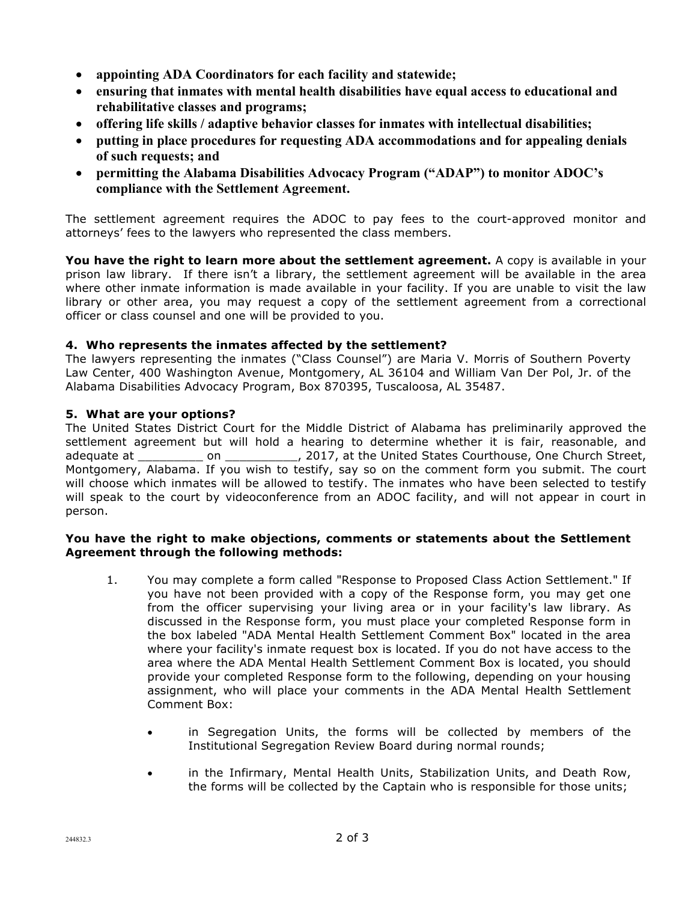- **appointing ADA Coordinators for each facility and statewide;**
- **ensuring that inmates with mental health disabilities have equal access to educational and rehabilitative classes and programs;**
- **offering life skills / adaptive behavior classes for inmates with intellectual disabilities;**
- **putting in place procedures for requesting ADA accommodations and for appealing denials of such requests; and**
- **permitting the Alabama Disabilities Advocacy Program ("ADAP") to monitor ADOC's compliance with the Settlement Agreement.**

The settlement agreement requires the ADOC to pay fees to the court-approved monitor and attorneys' fees to the lawyers who represented the class members.

**You have the right to learn more about the settlement agreement.** A copy is available in your prison law library. If there isn't a library, the settlement agreement will be available in the area where other inmate information is made available in your facility. If you are unable to visit the law library or other area, you may request a copy of the settlement agreement from a correctional officer or class counsel and one will be provided to you.

**4. Who represents the inmates affected by the settlement?**

The lawyers representing the inmates ("Class Counsel") are Maria V. Morris of Southern Poverty Law Center, 400 Washington Avenue, Montgomery, AL 36104 and William Van Der Pol, Jr. of the Alabama Disabilities Advocacy Program, Box 870395, Tuscaloosa, AL 35487.

**5. What are your options?**

The United States District Court for the Middle District of Alabama has preliminarily approved the settlement agreement but will hold a hearing to determine whether it is fair, reasonable, and adequate at _________ on __________, 2017, at the United States Courthouse, One Church Street, Montgomery, Alabama. If you wish to testify, say so on the comment form you submit. The court will choose which inmates will be allowed to testify. The inmates who have been selected to testify will speak to the court by videoconference from an ADOC facility, and will not appear in court in person.

**You have the right to make objections, comments or statements about the Settlement Agreement through the following methods:**

1. You may complete a form called "Response to Proposed Class Action Settlement." If you have not been provided with a copy of the Response form, you may get one from the officer supervising your living area or in your facility's law library. As discussed in the Response form, you must place your completed Response form in the box labeled "ADA Mental Health Settlement Comment Box" located in the area where your facility's inmate request box is located. If you do not have access to the area where the ADA Mental Health Settlement Comment Box is located, you should provide your completed Response form to the following, depending on your housing assignment, who will place your comments in the ADA Mental Health Settlement Comment Box:

   - in Segregation Units, the forms will be collected by members of the Institutional Segregation Review Board during normal rounds;
   - in the Infirmary, Mental Health Units, Stabilization Units, and Death Row, the forms will be collected by the Captain who is responsible for those units;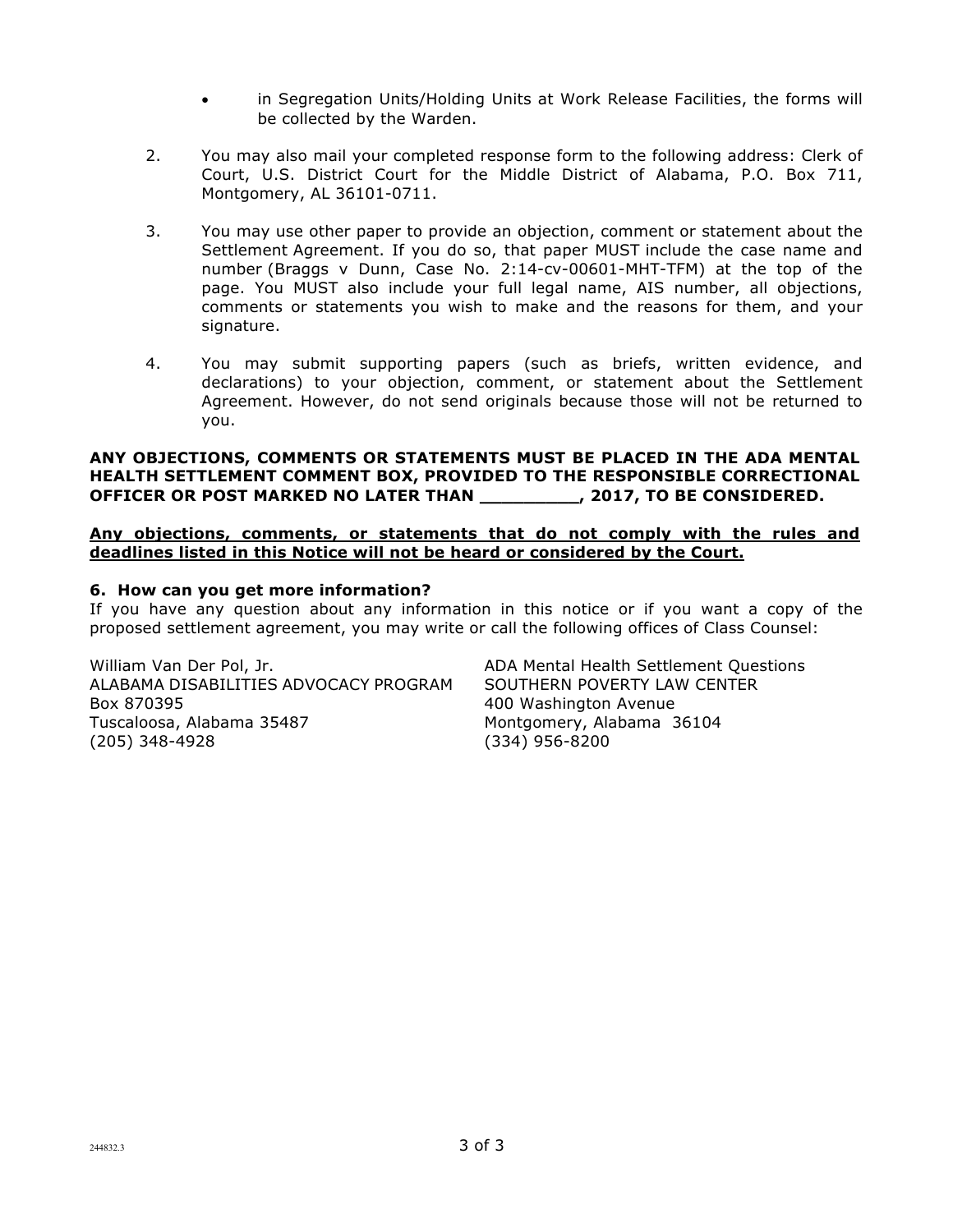- in Segregation Units/Holding Units at Work Release Facilities, the forms will be collected by the Warden.

2. You may also mail your completed response form to the following address: Clerk of Court, U.S. District Court for the Middle District of Alabama, P.O. Box 711, Montgomery, AL 36101-0711.

3. You may use other paper to provide an objection, comment or statement about the Settlement Agreement. If you do so, that paper MUST include the case name and number (Braggs v Dunn, Case No. 2:14-cv-00601-MHT-TFM) at the top of the page. You MUST also include your full legal name, AIS number, all objections, comments or statements you wish to make and the reasons for them, and your signature.

4. You may submit supporting papers (such as briefs, written evidence, and declarations) to your objection, comment, or statement about the Settlement Agreement. However, do not send originals because those will not be returned to you.

**ANY OBJECTIONS, COMMENTS OR STATEMENTS MUST BE PLACED IN THE ADA MENTAL HEALTH SETTLEMENT COMMENT BOX, PROVIDED TO THE RESPONSIBLE CORRECTIONAL OFFICER OR POST MARKED NO LATER THAN _________, 2017, TO BE CONSIDERED.**

**<u>Any objections, comments, or statements that do not comply with the rules and deadlines listed in this Notice will not be heard or considered by the Court.</u>**

### 6. How can you get more information?

If you have any question about any information in this notice or if you want a copy of the proposed settlement agreement, you may write or call the following offices of Class Counsel:

William Van Der Pol, Jr.
ALABAMA DISABILITIES ADVOCACY PROGRAM
Box 870395
Tuscaloosa, Alabama 35487
(205) 348-4928

ADA Mental Health Settlement Questions
SOUTHERN POVERTY LAW CENTER
400 Washington Avenue
Montgomery, Alabama 36104
(334) 956-8200

244832.3